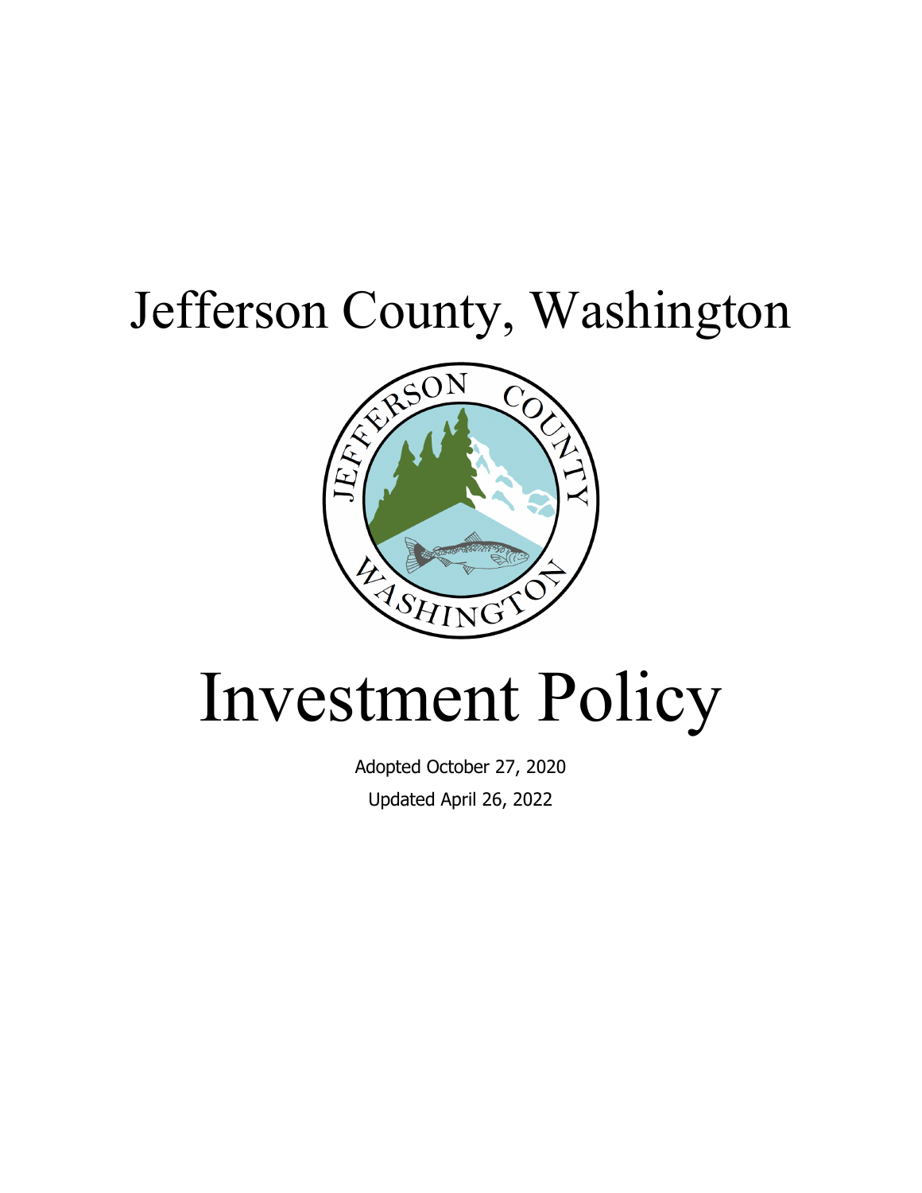# Jefferson County, Washington

# Investment Policy

Adopted October 27, 2020

Updated April 26, 2022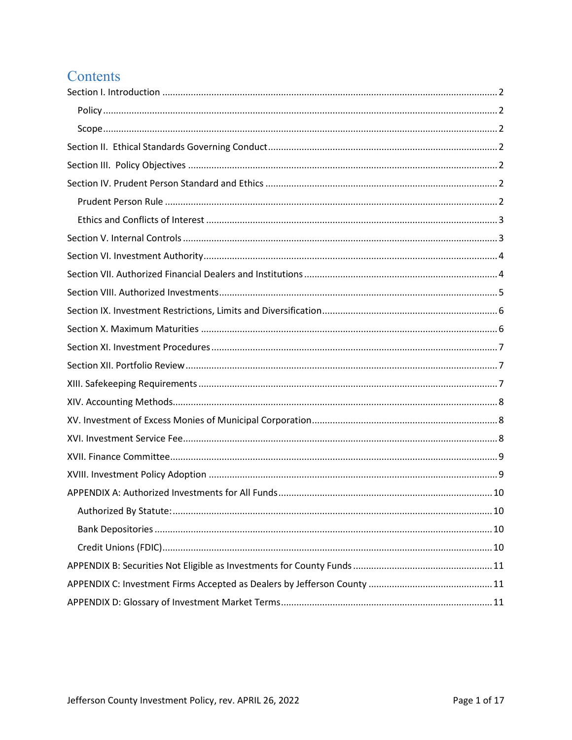# Contents

- Section I. Introduction ........ 2
  - Policy ........ 2
  - Scope ........ 2
- Section II. Ethical Standards Governing Conduct ........ 2
- Section III. Policy Objectives ........ 2
- Section IV. Prudent Person Standard and Ethics ........ 2
  - Prudent Person Rule ........ 2
  - Ethics and Conflicts of Interest ........ 3
- Section V. Internal Controls ........ 3
- Section VI. Investment Authority ........ 4
- Section VII. Authorized Financial Dealers and Institutions ........ 4
- Section VIII. Authorized Investments ........ 5
- Section IX. Investment Restrictions, Limits and Diversification ........ 6
- Section X. Maximum Maturities ........ 6
- Section XI. Investment Procedures ........ 7
- Section XII. Portfolio Review ........ 7
- XIII. Safekeeping Requirements ........ 7
- XIV. Accounting Methods ........ 8
- XV. Investment of Excess Monies of Municipal Corporation ........ 8
- XVI. Investment Service Fee ........ 8
- XVII. Finance Committee ........ 9
- XVIII. Investment Policy Adoption ........ 9
- APPENDIX A: Authorized Investments for All Funds ........ 10
  - Authorized By Statute: ........ 10
  - Bank Depositories ........ 10
  - Credit Unions (FDIC) ........ 10
- APPENDIX B: Securities Not Eligible as Investments for County Funds ........ 11
- APPENDIX C: Investment Firms Accepted as Dealers by Jefferson County ........ 11
- APPENDIX D: Glossary of Investment Market Terms ........ 11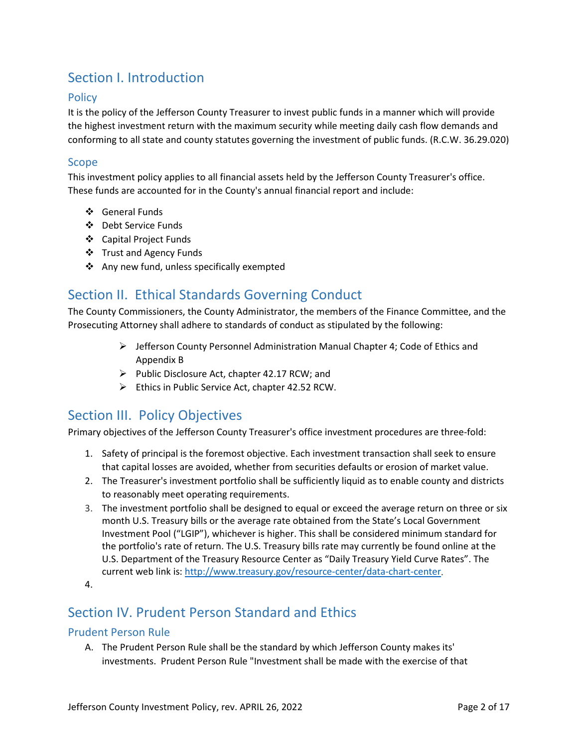## Section I. Introduction

### Policy

It is the policy of the Jefferson County Treasurer to invest public funds in a manner which will provide the highest investment return with the maximum security while meeting daily cash flow demands and conforming to all state and county statutes governing the investment of public funds. (R.C.W. 36.29.020)

### Scope

This investment policy applies to all financial assets held by the Jefferson County Treasurer's office. These funds are accounted for in the County's annual financial report and include:

- General Funds
- Debt Service Funds
- Capital Project Funds
- Trust and Agency Funds
- Any new fund, unless specifically exempted

## Section II. Ethical Standards Governing Conduct

The County Commissioners, the County Administrator, the members of the Finance Committee, and the Prosecuting Attorney shall adhere to standards of conduct as stipulated by the following:

- Jefferson County Personnel Administration Manual Chapter 4; Code of Ethics and Appendix B
- Public Disclosure Act, chapter 42.17 RCW; and
- Ethics in Public Service Act, chapter 42.52 RCW.

## Section III. Policy Objectives

Primary objectives of the Jefferson County Treasurer's office investment procedures are three-fold:

1. Safety of principal is the foremost objective. Each investment transaction shall seek to ensure that capital losses are avoided, whether from securities defaults or erosion of market value.
2. The Treasurer's investment portfolio shall be sufficiently liquid as to enable county and districts to reasonably meet operating requirements.
3. The investment portfolio shall be designed to equal or exceed the average return on three or six month U.S. Treasury bills or the average rate obtained from the State's Local Government Investment Pool ("LGIP"), whichever is higher. This shall be considered minimum standard for the portfolio's rate of return. The U.S. Treasury bills rate may currently be found online at the U.S. Department of the Treasury Resource Center as "Daily Treasury Yield Curve Rates". The current web link is: http://www.treasury.gov/resource-center/data-chart-center.
4.

## Section IV. Prudent Person Standard and Ethics

### Prudent Person Rule

A. The Prudent Person Rule shall be the standard by which Jefferson County makes its' investments. Prudent Person Rule "Investment shall be made with the exercise of that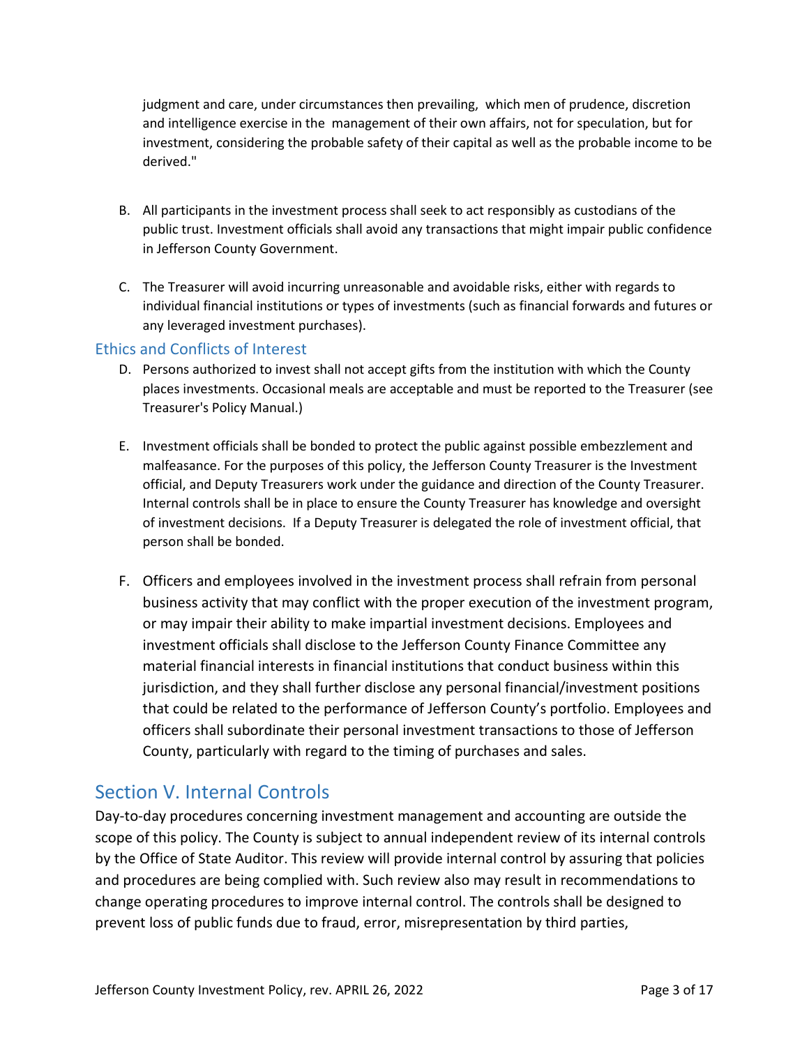judgment and care, under circumstances then prevailing, which men of prudence, discretion and intelligence exercise in the management of their own affairs, not for speculation, but for investment, considering the probable safety of their capital as well as the probable income to be derived."

B. All participants in the investment process shall seek to act responsibly as custodians of the public trust. Investment officials shall avoid any transactions that might impair public confidence in Jefferson County Government.

C. The Treasurer will avoid incurring unreasonable and avoidable risks, either with regards to individual financial institutions or types of investments (such as financial forwards and futures or any leveraged investment purchases).

### Ethics and Conflicts of Interest

D. Persons authorized to invest shall not accept gifts from the institution with which the County places investments. Occasional meals are acceptable and must be reported to the Treasurer (see Treasurer's Policy Manual.)

E. Investment officials shall be bonded to protect the public against possible embezzlement and malfeasance. For the purposes of this policy, the Jefferson County Treasurer is the Investment official, and Deputy Treasurers work under the guidance and direction of the County Treasurer. Internal controls shall be in place to ensure the County Treasurer has knowledge and oversight of investment decisions. If a Deputy Treasurer is delegated the role of investment official, that person shall be bonded.

F. Officers and employees involved in the investment process shall refrain from personal business activity that may conflict with the proper execution of the investment program, or may impair their ability to make impartial investment decisions. Employees and investment officials shall disclose to the Jefferson County Finance Committee any material financial interests in financial institutions that conduct business within this jurisdiction, and they shall further disclose any personal financial/investment positions that could be related to the performance of Jefferson County's portfolio. Employees and officers shall subordinate their personal investment transactions to those of Jefferson County, particularly with regard to the timing of purchases and sales.

## Section V. Internal Controls

Day-to-day procedures concerning investment management and accounting are outside the scope of this policy. The County is subject to annual independent review of its internal controls by the Office of State Auditor. This review will provide internal control by assuring that policies and procedures are being complied with. Such review also may result in recommendations to change operating procedures to improve internal control. The controls shall be designed to prevent loss of public funds due to fraud, error, misrepresentation by third parties,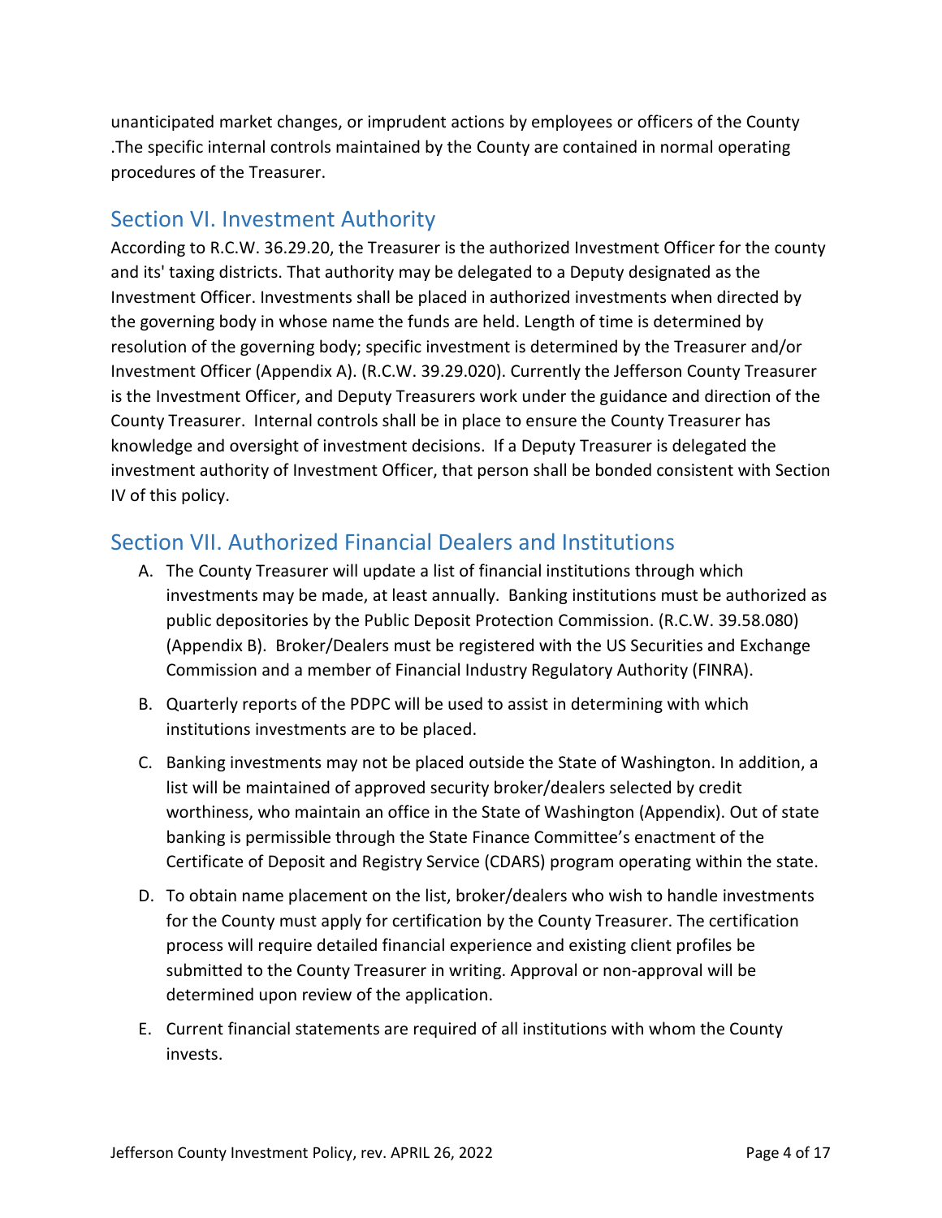unanticipated market changes, or imprudent actions by employees or officers of the County .The specific internal controls maintained by the County are contained in normal operating procedures of the Treasurer.

## Section VI. Investment Authority

According to R.C.W. 36.29.20, the Treasurer is the authorized Investment Officer for the county and its' taxing districts. That authority may be delegated to a Deputy designated as the Investment Officer. Investments shall be placed in authorized investments when directed by the governing body in whose name the funds are held. Length of time is determined by resolution of the governing body; specific investment is determined by the Treasurer and/or Investment Officer (Appendix A). (R.C.W. 39.29.020). Currently the Jefferson County Treasurer is the Investment Officer, and Deputy Treasurers work under the guidance and direction of the County Treasurer. Internal controls shall be in place to ensure the County Treasurer has knowledge and oversight of investment decisions. If a Deputy Treasurer is delegated the investment authority of Investment Officer, that person shall be bonded consistent with Section IV of this policy.

## Section VII. Authorized Financial Dealers and Institutions

A. The County Treasurer will update a list of financial institutions through which investments may be made, at least annually. Banking institutions must be authorized as public depositories by the Public Deposit Protection Commission. (R.C.W. 39.58.080) (Appendix B). Broker/Dealers must be registered with the US Securities and Exchange Commission and a member of Financial Industry Regulatory Authority (FINRA).

B. Quarterly reports of the PDPC will be used to assist in determining with which institutions investments are to be placed.

C. Banking investments may not be placed outside the State of Washington. In addition, a list will be maintained of approved security broker/dealers selected by credit worthiness, who maintain an office in the State of Washington (Appendix). Out of state banking is permissible through the State Finance Committee's enactment of the Certificate of Deposit and Registry Service (CDARS) program operating within the state.

D. To obtain name placement on the list, broker/dealers who wish to handle investments for the County must apply for certification by the County Treasurer. The certification process will require detailed financial experience and existing client profiles be submitted to the County Treasurer in writing. Approval or non-approval will be determined upon review of the application.

E. Current financial statements are required of all institutions with whom the County invests.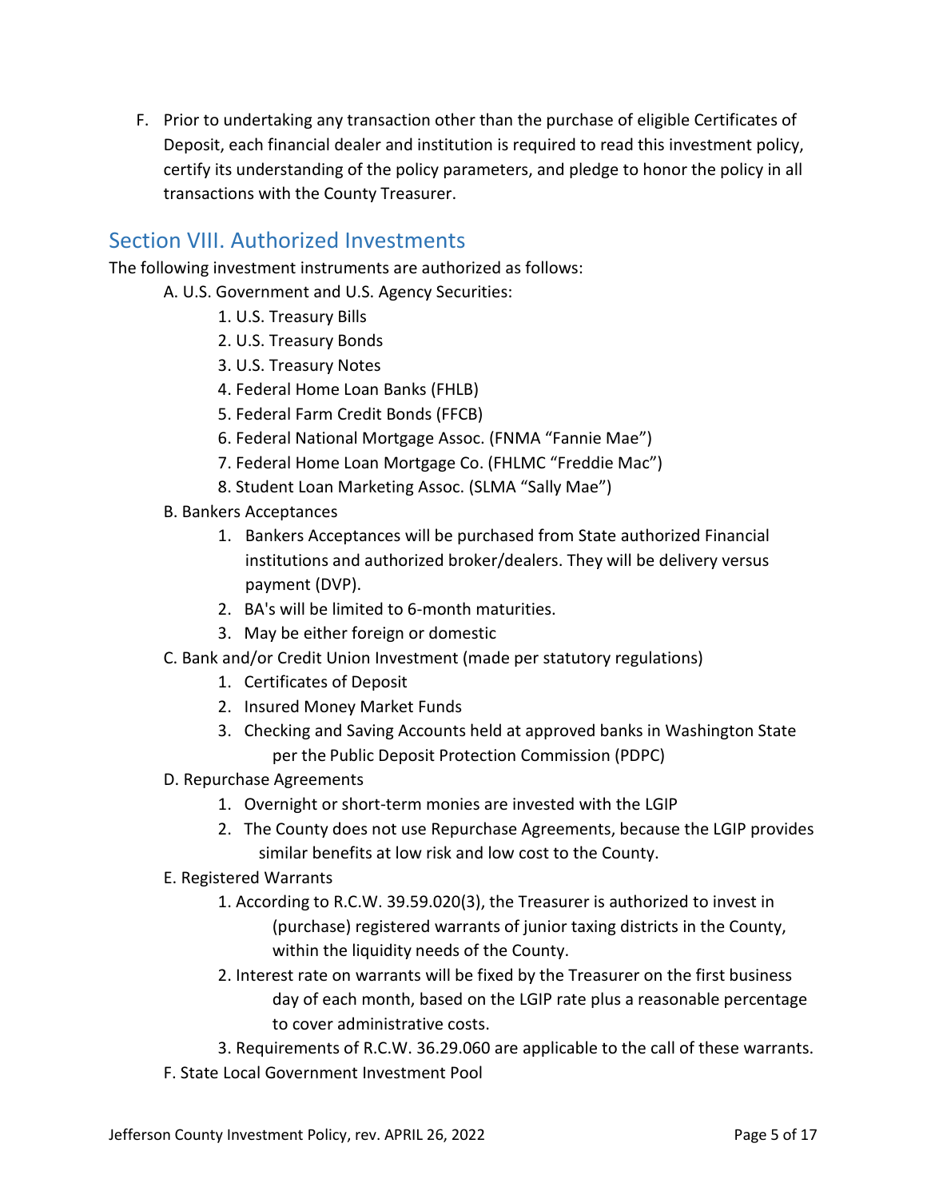F. Prior to undertaking any transaction other than the purchase of eligible Certificates of Deposit, each financial dealer and institution is required to read this investment policy, certify its understanding of the policy parameters, and pledge to honor the policy in all transactions with the County Treasurer.

## Section VIII. Authorized Investments

The following investment instruments are authorized as follows:

A. U.S. Government and U.S. Agency Securities:
   1. U.S. Treasury Bills
   2. U.S. Treasury Bonds
   3. U.S. Treasury Notes
   4. Federal Home Loan Banks (FHLB)
   5. Federal Farm Credit Bonds (FFCB)
   6. Federal National Mortgage Assoc. (FNMA "Fannie Mae")
   7. Federal Home Loan Mortgage Co. (FHLMC "Freddie Mac")
   8. Student Loan Marketing Assoc. (SLMA "Sally Mae")

B. Bankers Acceptances
   1. Bankers Acceptances will be purchased from State authorized Financial institutions and authorized broker/dealers. They will be delivery versus payment (DVP).
   2. BA's will be limited to 6-month maturities.
   3. May be either foreign or domestic

C. Bank and/or Credit Union Investment (made per statutory regulations)
   1. Certificates of Deposit
   2. Insured Money Market Funds
   3. Checking and Saving Accounts held at approved banks in Washington State per the Public Deposit Protection Commission (PDPC)

D. Repurchase Agreements
   1. Overnight or short-term monies are invested with the LGIP
   2. The County does not use Repurchase Agreements, because the LGIP provides similar benefits at low risk and low cost to the County.

E. Registered Warrants
   1. According to R.C.W. 39.59.020(3), the Treasurer is authorized to invest in (purchase) registered warrants of junior taxing districts in the County, within the liquidity needs of the County.
   2. Interest rate on warrants will be fixed by the Treasurer on the first business day of each month, based on the LGIP rate plus a reasonable percentage to cover administrative costs.
   3. Requirements of R.C.W. 36.29.060 are applicable to the call of these warrants.

F. State Local Government Investment Pool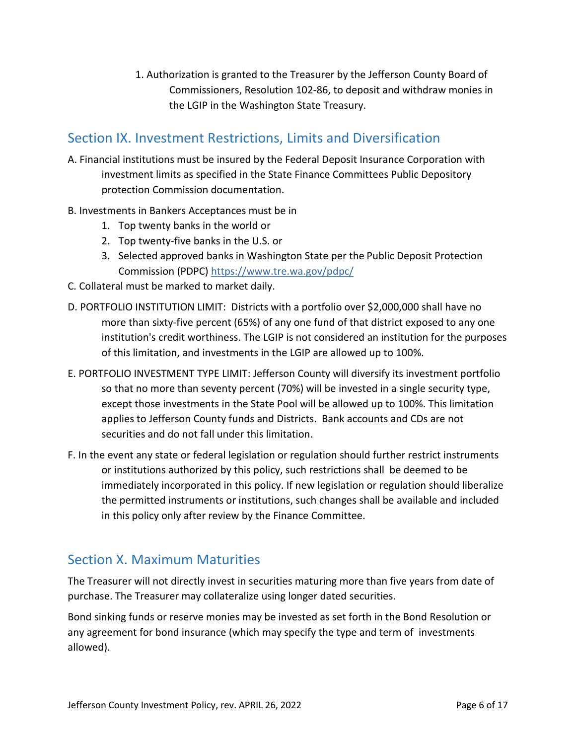1. Authorization is granted to the Treasurer by the Jefferson County Board of Commissioners, Resolution 102-86, to deposit and withdraw monies in the LGIP in the Washington State Treasury.

## Section IX. Investment Restrictions, Limits and Diversification

A. Financial institutions must be insured by the Federal Deposit Insurance Corporation with investment limits as specified in the State Finance Committees Public Depository protection Commission documentation.

B. Investments in Bankers Acceptances must be in

1. Top twenty banks in the world or
2. Top twenty-five banks in the U.S. or
3. Selected approved banks in Washington State per the Public Deposit Protection Commission (PDPC) https://www.tre.wa.gov/pdpc/

C. Collateral must be marked to market daily.

D. PORTFOLIO INSTITUTION LIMIT: Districts with a portfolio over $2,000,000 shall have no more than sixty-five percent (65%) of any one fund of that district exposed to any one institution's credit worthiness. The LGIP is not considered an institution for the purposes of this limitation, and investments in the LGIP are allowed up to 100%.

E. PORTFOLIO INVESTMENT TYPE LIMIT: Jefferson County will diversify its investment portfolio so that no more than seventy percent (70%) will be invested in a single security type, except those investments in the State Pool will be allowed up to 100%. This limitation applies to Jefferson County funds and Districts. Bank accounts and CDs are not securities and do not fall under this limitation.

F. In the event any state or federal legislation or regulation should further restrict instruments or institutions authorized by this policy, such restrictions shall be deemed to be immediately incorporated in this policy. If new legislation or regulation should liberalize the permitted instruments or institutions, such changes shall be available and included in this policy only after review by the Finance Committee.

## Section X. Maximum Maturities

The Treasurer will not directly invest in securities maturing more than five years from date of purchase. The Treasurer may collateralize using longer dated securities.

Bond sinking funds or reserve monies may be invested as set forth in the Bond Resolution or any agreement for bond insurance (which may specify the type and term of investments allowed).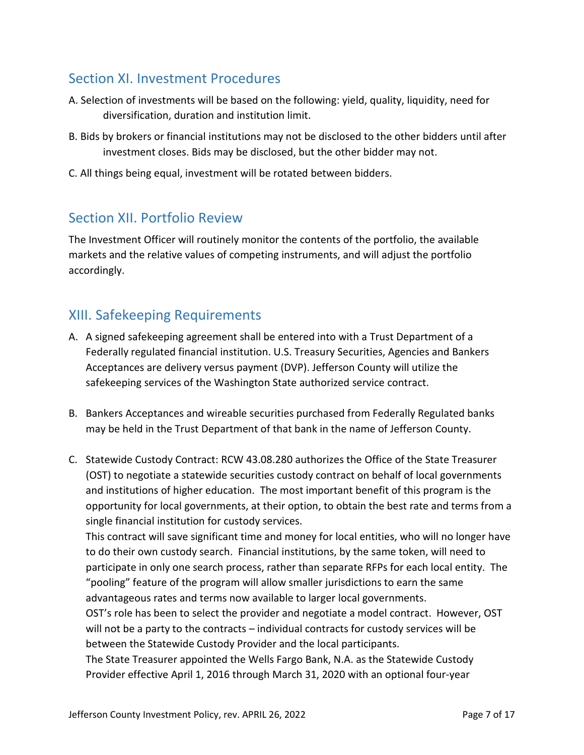## Section XI. Investment Procedures

A. Selection of investments will be based on the following: yield, quality, liquidity, need for diversification, duration and institution limit.

B. Bids by brokers or financial institutions may not be disclosed to the other bidders until after investment closes. Bids may be disclosed, but the other bidder may not.

C. All things being equal, investment will be rotated between bidders.

## Section XII. Portfolio Review

The Investment Officer will routinely monitor the contents of the portfolio, the available markets and the relative values of competing instruments, and will adjust the portfolio accordingly.

## XIII. Safekeeping Requirements

A. A signed safekeeping agreement shall be entered into with a Trust Department of a Federally regulated financial institution. U.S. Treasury Securities, Agencies and Bankers Acceptances are delivery versus payment (DVP). Jefferson County will utilize the safekeeping services of the Washington State authorized service contract.

B. Bankers Acceptances and wireable securities purchased from Federally Regulated banks may be held in the Trust Department of that bank in the name of Jefferson County.

C. Statewide Custody Contract: RCW 43.08.280 authorizes the Office of the State Treasurer (OST) to negotiate a statewide securities custody contract on behalf of local governments and institutions of higher education. The most important benefit of this program is the opportunity for local governments, at their option, to obtain the best rate and terms from a single financial institution for custody services.
This contract will save significant time and money for local entities, who will no longer have to do their own custody search. Financial institutions, by the same token, will need to participate in only one search process, rather than separate RFPs for each local entity. The "pooling" feature of the program will allow smaller jurisdictions to earn the same advantageous rates and terms now available to larger local governments.
OST's role has been to select the provider and negotiate a model contract. However, OST will not be a party to the contracts – individual contracts for custody services will be between the Statewide Custody Provider and the local participants.
The State Treasurer appointed the Wells Fargo Bank, N.A. as the Statewide Custody Provider effective April 1, 2016 through March 31, 2020 with an optional four-year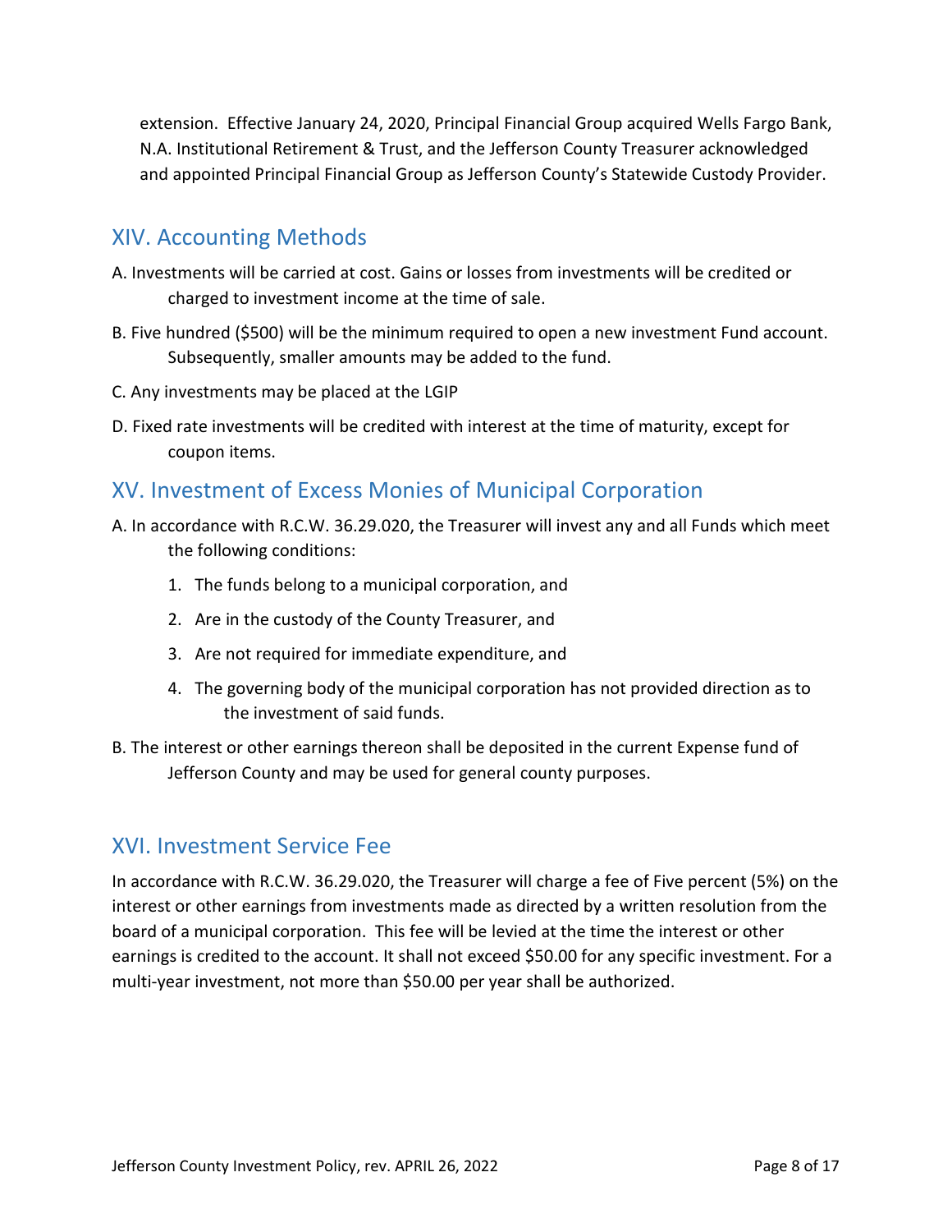extension. Effective January 24, 2020, Principal Financial Group acquired Wells Fargo Bank, N.A. Institutional Retirement & Trust, and the Jefferson County Treasurer acknowledged and appointed Principal Financial Group as Jefferson County's Statewide Custody Provider.

## XIV. Accounting Methods

A. Investments will be carried at cost. Gains or losses from investments will be credited or charged to investment income at the time of sale.

B. Five hundred ($500) will be the minimum required to open a new investment Fund account. Subsequently, smaller amounts may be added to the fund.

C. Any investments may be placed at the LGIP

D. Fixed rate investments will be credited with interest at the time of maturity, except for coupon items.

## XV. Investment of Excess Monies of Municipal Corporation

A. In accordance with R.C.W. 36.29.020, the Treasurer will invest any and all Funds which meet the following conditions:

1. The funds belong to a municipal corporation, and
2. Are in the custody of the County Treasurer, and
3. Are not required for immediate expenditure, and
4. The governing body of the municipal corporation has not provided direction as to the investment of said funds.

B. The interest or other earnings thereon shall be deposited in the current Expense fund of Jefferson County and may be used for general county purposes.

## XVI. Investment Service Fee

In accordance with R.C.W. 36.29.020, the Treasurer will charge a fee of Five percent (5%) on the interest or other earnings from investments made as directed by a written resolution from the board of a municipal corporation. This fee will be levied at the time the interest or other earnings is credited to the account. It shall not exceed $50.00 for any specific investment. For a multi-year investment, not more than $50.00 per year shall be authorized.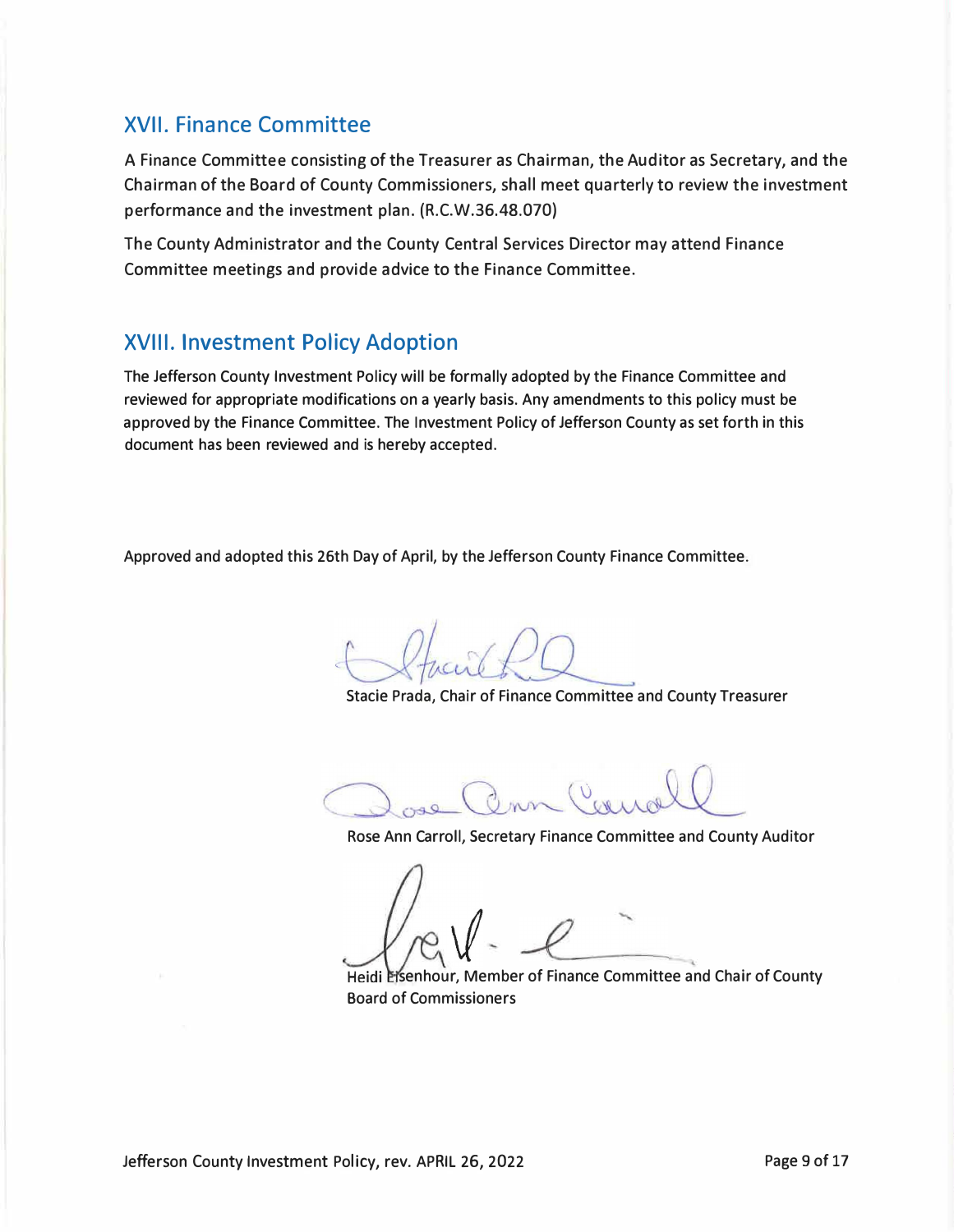## XVII. Finance Committee

A Finance Committee consisting of the Treasurer as Chairman, the Auditor as Secretary, and the Chairman of the Board of County Commissioners, shall meet quarterly to review the investment performance and the investment plan. (R.C.W.36.48.070)

The County Administrator and the County Central Services Director may attend Finance Committee meetings and provide advice to the Finance Committee.

## XVIII. Investment Policy Adoption

The Jefferson County Investment Policy will be formally adopted by the Finance Committee and reviewed for appropriate modifications on a yearly basis. Any amendments to this policy must be approved by the Finance Committee. The Investment Policy of Jefferson County as set forth in this document has been reviewed and is hereby accepted.

Approved and adopted this 26th Day of April, by the Jefferson County Finance Committee.

Stacie Prada, Chair of Finance Committee and County Treasurer

Rose Ann Carroll, Secretary Finance Committee and County Auditor

Heidi Eisenhour, Member of Finance Committee and Chair of County Board of Commissioners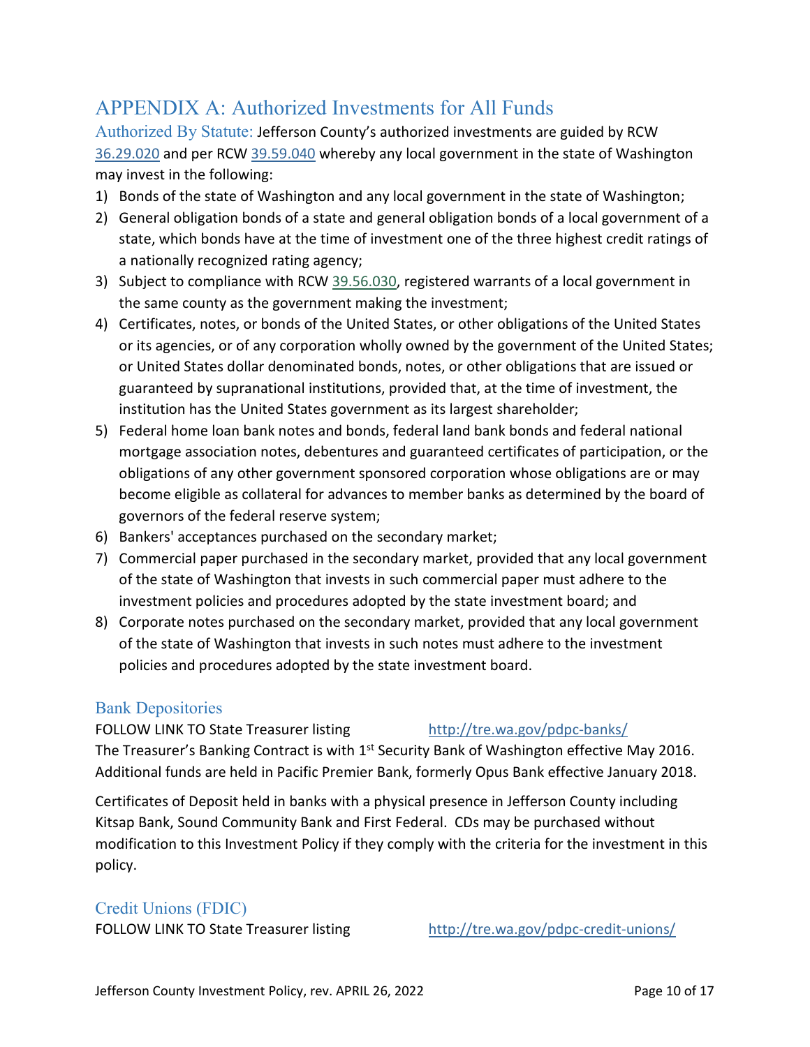# APPENDIX A: Authorized Investments for All Funds

## Authorized By Statute:

Jefferson County's authorized investments are guided by RCW [36.29.020](36.29.020) and per RCW [39.59.040](39.59.040) whereby any local government in the state of Washington may invest in the following:

1) Bonds of the state of Washington and any local government in the state of Washington;
2) General obligation bonds of a state and general obligation bonds of a local government of a state, which bonds have at the time of investment one of the three highest credit ratings of a nationally recognized rating agency;
3) Subject to compliance with RCW 39.56.030, registered warrants of a local government in the same county as the government making the investment;
4) Certificates, notes, or bonds of the United States, or other obligations of the United States or its agencies, or of any corporation wholly owned by the government of the United States; or United States dollar denominated bonds, notes, or other obligations that are issued or guaranteed by supranational institutions, provided that, at the time of investment, the institution has the United States government as its largest shareholder;
5) Federal home loan bank notes and bonds, federal land bank bonds and federal national mortgage association notes, debentures and guaranteed certificates of participation, or the obligations of any other government sponsored corporation whose obligations are or may become eligible as collateral for advances to member banks as determined by the board of governors of the federal reserve system;
6) Bankers' acceptances purchased on the secondary market;
7) Commercial paper purchased in the secondary market, provided that any local government of the state of Washington that invests in such commercial paper must adhere to the investment policies and procedures adopted by the state investment board; and
8) Corporate notes purchased on the secondary market, provided that any local government of the state of Washington that invests in such notes must adhere to the investment policies and procedures adopted by the state investment board.

## Bank Depositories

FOLLOW LINK TO State Treasurer listing http://tre.wa.gov/pdpc-banks/

The Treasurer's Banking Contract is with 1st Security Bank of Washington effective May 2016. Additional funds are held in Pacific Premier Bank, formerly Opus Bank effective January 2018.

Certificates of Deposit held in banks with a physical presence in Jefferson County including Kitsap Bank, Sound Community Bank and First Federal. CDs may be purchased without modification to this Investment Policy if they comply with the criteria for the investment in this policy.

## Credit Unions (FDIC)

FOLLOW LINK TO State Treasurer listing http://tre.wa.gov/pdpc-credit-unions/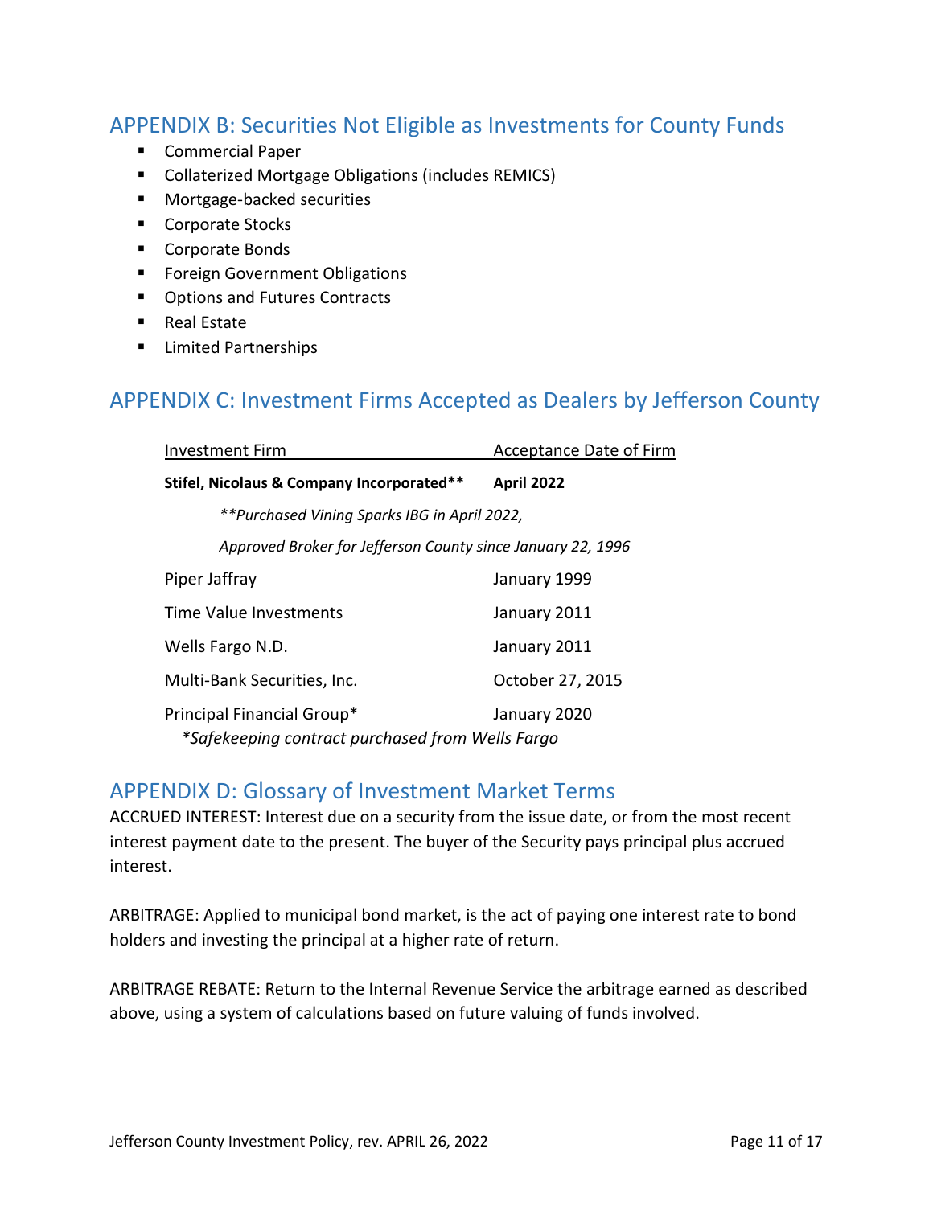## APPENDIX B: Securities Not Eligible as Investments for County Funds

- Commercial Paper
- Collaterized Mortgage Obligations (includes REMICS)
- Mortgage-backed securities
- Corporate Stocks
- Corporate Bonds
- Foreign Government Obligations
- Options and Futures Contracts
- Real Estate
- Limited Partnerships

## APPENDIX C: Investment Firms Accepted as Dealers by Jefferson County

| Investment Firm | Acceptance Date of Firm |
|---|---|
| **Stifel, Nicolaus & Company Incorporated**** | **April 2022** |
| ***Purchased Vining Sparks IBG in April 2022, Approved Broker for Jefferson County since January 22, 1996* | |
| Piper Jaffray | January 1999 |
| Time Value Investments | January 2011 |
| Wells Fargo N.D. | January 2011 |
| Multi-Bank Securities, Inc. | October 27, 2015 |
| Principal Financial Group* | January 2020 |
| **Safekeeping contract purchased from Wells Fargo* | |

## APPENDIX D: Glossary of Investment Market Terms

ACCRUED INTEREST: Interest due on a security from the issue date, or from the most recent interest payment date to the present. The buyer of the Security pays principal plus accrued interest.

ARBITRAGE: Applied to municipal bond market, is the act of paying one interest rate to bond holders and investing the principal at a higher rate of return.

ARBITRAGE REBATE: Return to the Internal Revenue Service the arbitrage earned as described above, using a system of calculations based on future valuing of funds involved.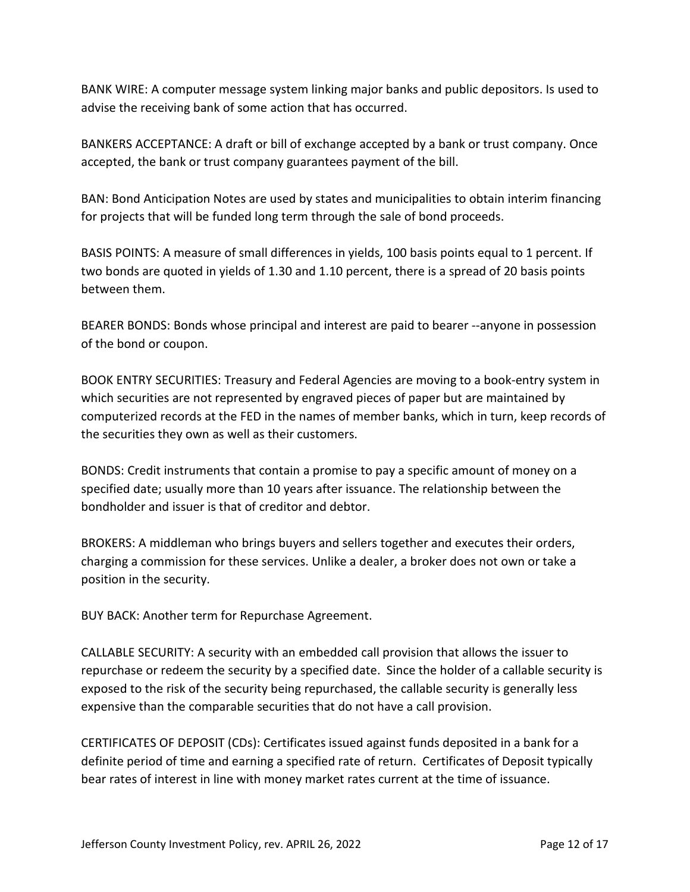BANK WIRE: A computer message system linking major banks and public depositors. Is used to advise the receiving bank of some action that has occurred.

BANKERS ACCEPTANCE: A draft or bill of exchange accepted by a bank or trust company. Once accepted, the bank or trust company guarantees payment of the bill.

BAN: Bond Anticipation Notes are used by states and municipalities to obtain interim financing for projects that will be funded long term through the sale of bond proceeds.

BASIS POINTS: A measure of small differences in yields, 100 basis points equal to 1 percent. If two bonds are quoted in yields of 1.30 and 1.10 percent, there is a spread of 20 basis points between them.

BEARER BONDS: Bonds whose principal and interest are paid to bearer --anyone in possession of the bond or coupon.

BOOK ENTRY SECURITIES: Treasury and Federal Agencies are moving to a book-entry system in which securities are not represented by engraved pieces of paper but are maintained by computerized records at the FED in the names of member banks, which in turn, keep records of the securities they own as well as their customers.

BONDS: Credit instruments that contain a promise to pay a specific amount of money on a specified date; usually more than 10 years after issuance. The relationship between the bondholder and issuer is that of creditor and debtor.

BROKERS: A middleman who brings buyers and sellers together and executes their orders, charging a commission for these services. Unlike a dealer, a broker does not own or take a position in the security.

BUY BACK: Another term for Repurchase Agreement.

CALLABLE SECURITY: A security with an embedded call provision that allows the issuer to repurchase or redeem the security by a specified date. Since the holder of a callable security is exposed to the risk of the security being repurchased, the callable security is generally less expensive than the comparable securities that do not have a call provision.

CERTIFICATES OF DEPOSIT (CDs): Certificates issued against funds deposited in a bank for a definite period of time and earning a specified rate of return. Certificates of Deposit typically bear rates of interest in line with money market rates current at the time of issuance.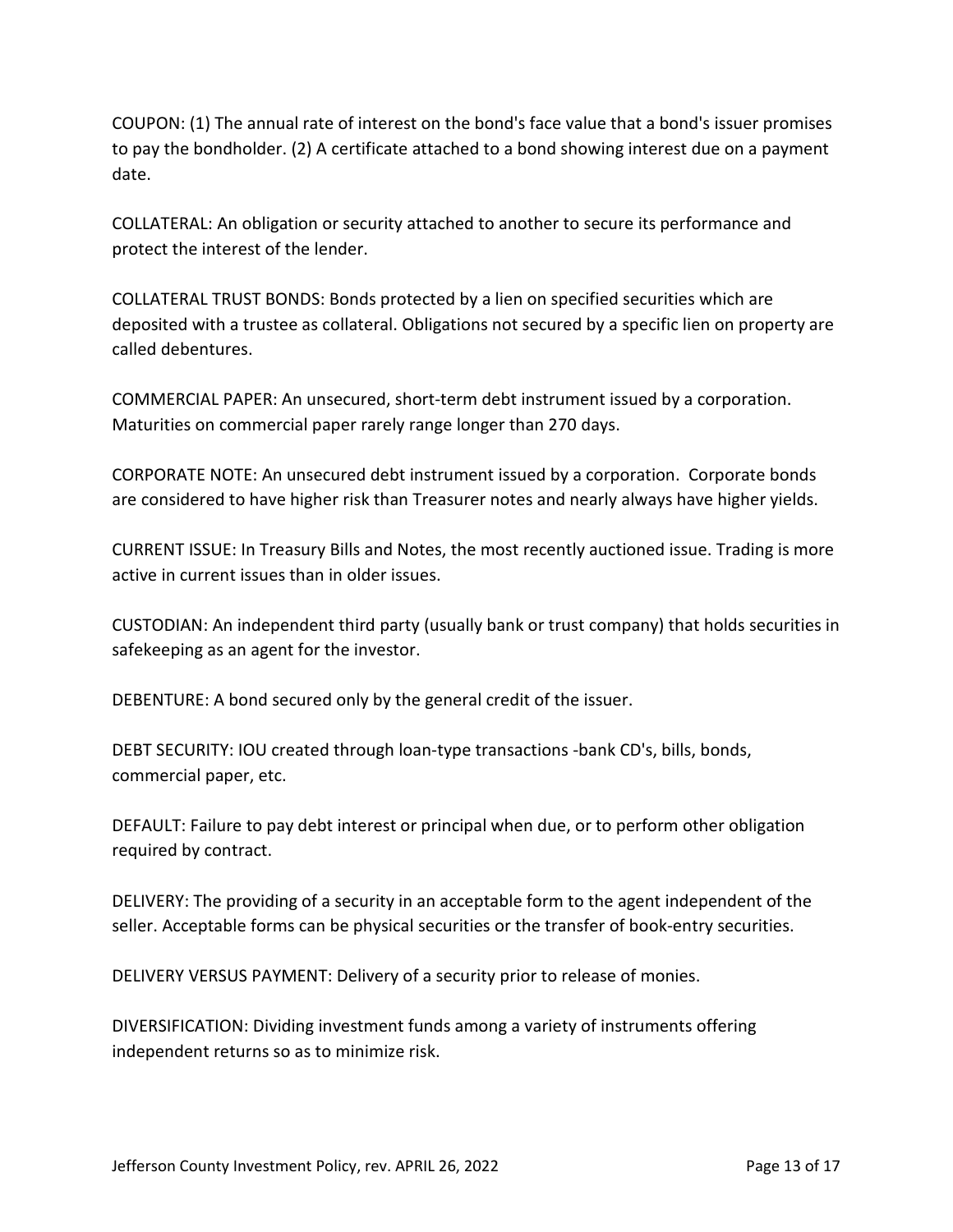COUPON: (1) The annual rate of interest on the bond's face value that a bond's issuer promises to pay the bondholder. (2) A certificate attached to a bond showing interest due on a payment date.

COLLATERAL: An obligation or security attached to another to secure its performance and protect the interest of the lender.

COLLATERAL TRUST BONDS: Bonds protected by a lien on specified securities which are deposited with a trustee as collateral. Obligations not secured by a specific lien on property are called debentures.

COMMERCIAL PAPER: An unsecured, short-term debt instrument issued by a corporation. Maturities on commercial paper rarely range longer than 270 days.

CORPORATE NOTE: An unsecured debt instrument issued by a corporation. Corporate bonds are considered to have higher risk than Treasurer notes and nearly always have higher yields.

CURRENT ISSUE: In Treasury Bills and Notes, the most recently auctioned issue. Trading is more active in current issues than in older issues.

CUSTODIAN: An independent third party (usually bank or trust company) that holds securities in safekeeping as an agent for the investor.

DEBENTURE: A bond secured only by the general credit of the issuer.

DEBT SECURITY: IOU created through loan-type transactions -bank CD's, bills, bonds, commercial paper, etc.

DEFAULT: Failure to pay debt interest or principal when due, or to perform other obligation required by contract.

DELIVERY: The providing of a security in an acceptable form to the agent independent of the seller. Acceptable forms can be physical securities or the transfer of book-entry securities.

DELIVERY VERSUS PAYMENT: Delivery of a security prior to release of monies.

DIVERSIFICATION: Dividing investment funds among a variety of instruments offering independent returns so as to minimize risk.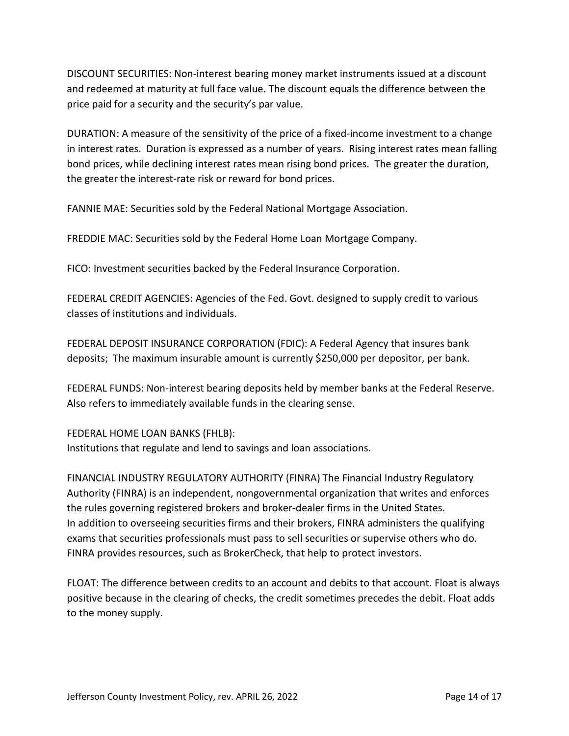DISCOUNT SECURITIES: Non-interest bearing money market instruments issued at a discount and redeemed at maturity at full face value. The discount equals the difference between the price paid for a security and the security's par value.

DURATION: A measure of the sensitivity of the price of a fixed-income investment to a change in interest rates. Duration is expressed as a number of years. Rising interest rates mean falling bond prices, while declining interest rates mean rising bond prices. The greater the duration, the greater the interest-rate risk or reward for bond prices.

FANNIE MAE: Securities sold by the Federal National Mortgage Association.

FREDDIE MAC: Securities sold by the Federal Home Loan Mortgage Company.

FICO: Investment securities backed by the Federal Insurance Corporation.

FEDERAL CREDIT AGENCIES: Agencies of the Fed. Govt. designed to supply credit to various classes of institutions and individuals.

FEDERAL DEPOSIT INSURANCE CORPORATION (FDIC): A Federal Agency that insures bank deposits; The maximum insurable amount is currently $250,000 per depositor, per bank.

FEDERAL FUNDS: Non-interest bearing deposits held by member banks at the Federal Reserve. Also refers to immediately available funds in the clearing sense.

FEDERAL HOME LOAN BANKS (FHLB):
Institutions that regulate and lend to savings and loan associations.

FINANCIAL INDUSTRY REGULATORY AUTHORITY (FINRA) The Financial Industry Regulatory Authority (FINRA) is an independent, nongovernmental organization that writes and enforces the rules governing registered brokers and broker-dealer firms in the United States.
In addition to overseeing securities firms and their brokers, FINRA administers the qualifying exams that securities professionals must pass to sell securities or supervise others who do. FINRA provides resources, such as BrokerCheck, that help to protect investors.

FLOAT: The difference between credits to an account and debits to that account. Float is always positive because in the clearing of checks, the credit sometimes precedes the debit. Float adds to the money supply.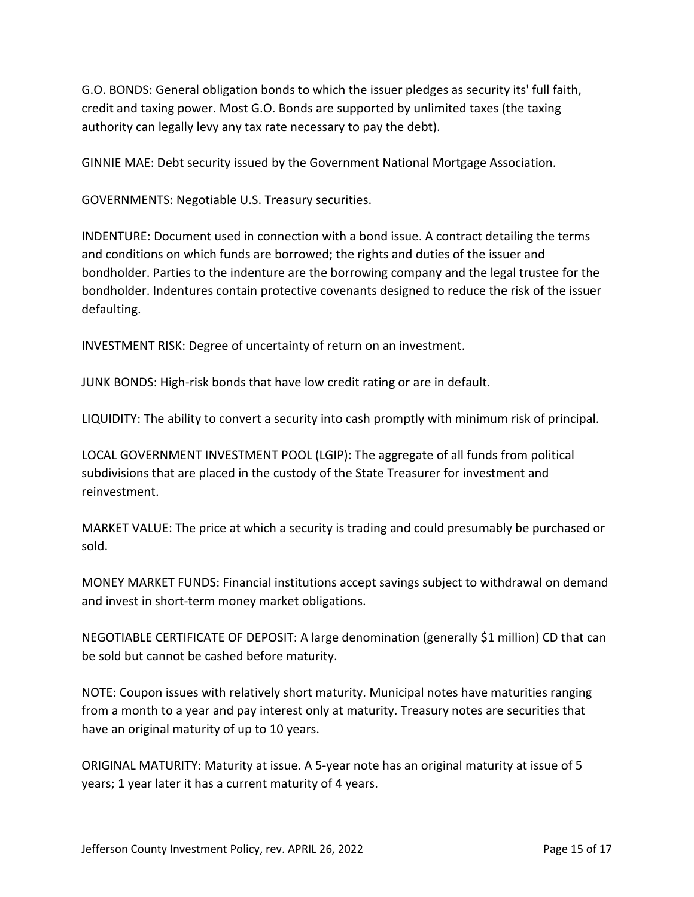G.O. BONDS: General obligation bonds to which the issuer pledges as security its' full faith, credit and taxing power. Most G.O. Bonds are supported by unlimited taxes (the taxing authority can legally levy any tax rate necessary to pay the debt).

GINNIE MAE: Debt security issued by the Government National Mortgage Association.

GOVERNMENTS: Negotiable U.S. Treasury securities.

INDENTURE: Document used in connection with a bond issue. A contract detailing the terms and conditions on which funds are borrowed; the rights and duties of the issuer and bondholder. Parties to the indenture are the borrowing company and the legal trustee for the bondholder. Indentures contain protective covenants designed to reduce the risk of the issuer defaulting.

INVESTMENT RISK: Degree of uncertainty of return on an investment.

JUNK BONDS: High-risk bonds that have low credit rating or are in default.

LIQUIDITY: The ability to convert a security into cash promptly with minimum risk of principal.

LOCAL GOVERNMENT INVESTMENT POOL (LGIP): The aggregate of all funds from political subdivisions that are placed in the custody of the State Treasurer for investment and reinvestment.

MARKET VALUE: The price at which a security is trading and could presumably be purchased or sold.

MONEY MARKET FUNDS: Financial institutions accept savings subject to withdrawal on demand and invest in short-term money market obligations.

NEGOTIABLE CERTIFICATE OF DEPOSIT: A large denomination (generally $1 million) CD that can be sold but cannot be cashed before maturity.

NOTE: Coupon issues with relatively short maturity. Municipal notes have maturities ranging from a month to a year and pay interest only at maturity. Treasury notes are securities that have an original maturity of up to 10 years.

ORIGINAL MATURITY: Maturity at issue. A 5-year note has an original maturity at issue of 5 years; 1 year later it has a current maturity of 4 years.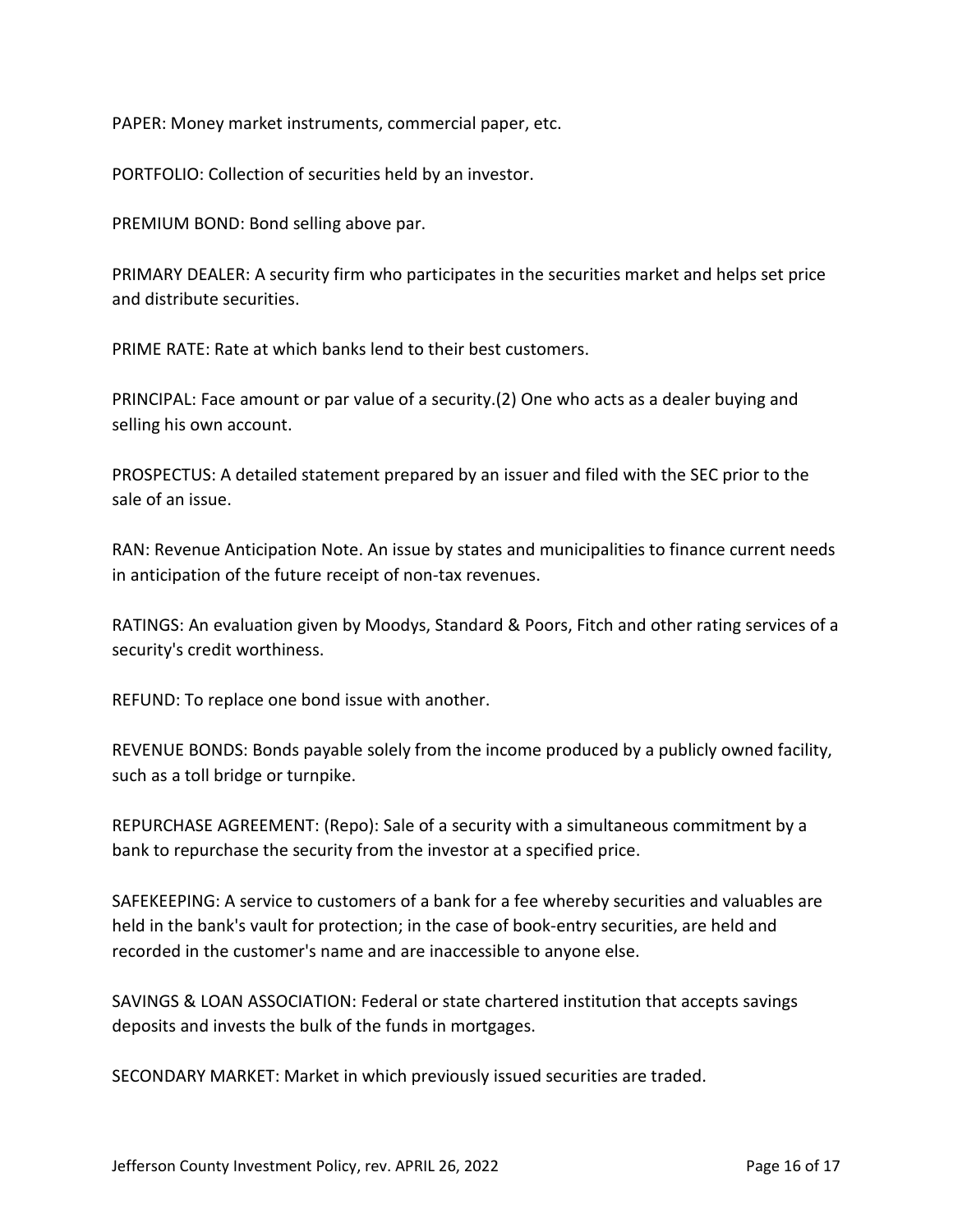PAPER: Money market instruments, commercial paper, etc.

PORTFOLIO: Collection of securities held by an investor.

PREMIUM BOND: Bond selling above par.

PRIMARY DEALER: A security firm who participates in the securities market and helps set price and distribute securities.

PRIME RATE: Rate at which banks lend to their best customers.

PRINCIPAL: Face amount or par value of a security.(2) One who acts as a dealer buying and selling his own account.

PROSPECTUS: A detailed statement prepared by an issuer and filed with the SEC prior to the sale of an issue.

RAN: Revenue Anticipation Note. An issue by states and municipalities to finance current needs in anticipation of the future receipt of non-tax revenues.

RATINGS: An evaluation given by Moodys, Standard & Poors, Fitch and other rating services of a security's credit worthiness.

REFUND: To replace one bond issue with another.

REVENUE BONDS: Bonds payable solely from the income produced by a publicly owned facility, such as a toll bridge or turnpike.

REPURCHASE AGREEMENT: (Repo): Sale of a security with a simultaneous commitment by a bank to repurchase the security from the investor at a specified price.

SAFEKEEPING: A service to customers of a bank for a fee whereby securities and valuables are held in the bank's vault for protection; in the case of book-entry securities, are held and recorded in the customer's name and are inaccessible to anyone else.

SAVINGS & LOAN ASSOCIATION: Federal or state chartered institution that accepts savings deposits and invests the bulk of the funds in mortgages.

SECONDARY MARKET: Market in which previously issued securities are traded.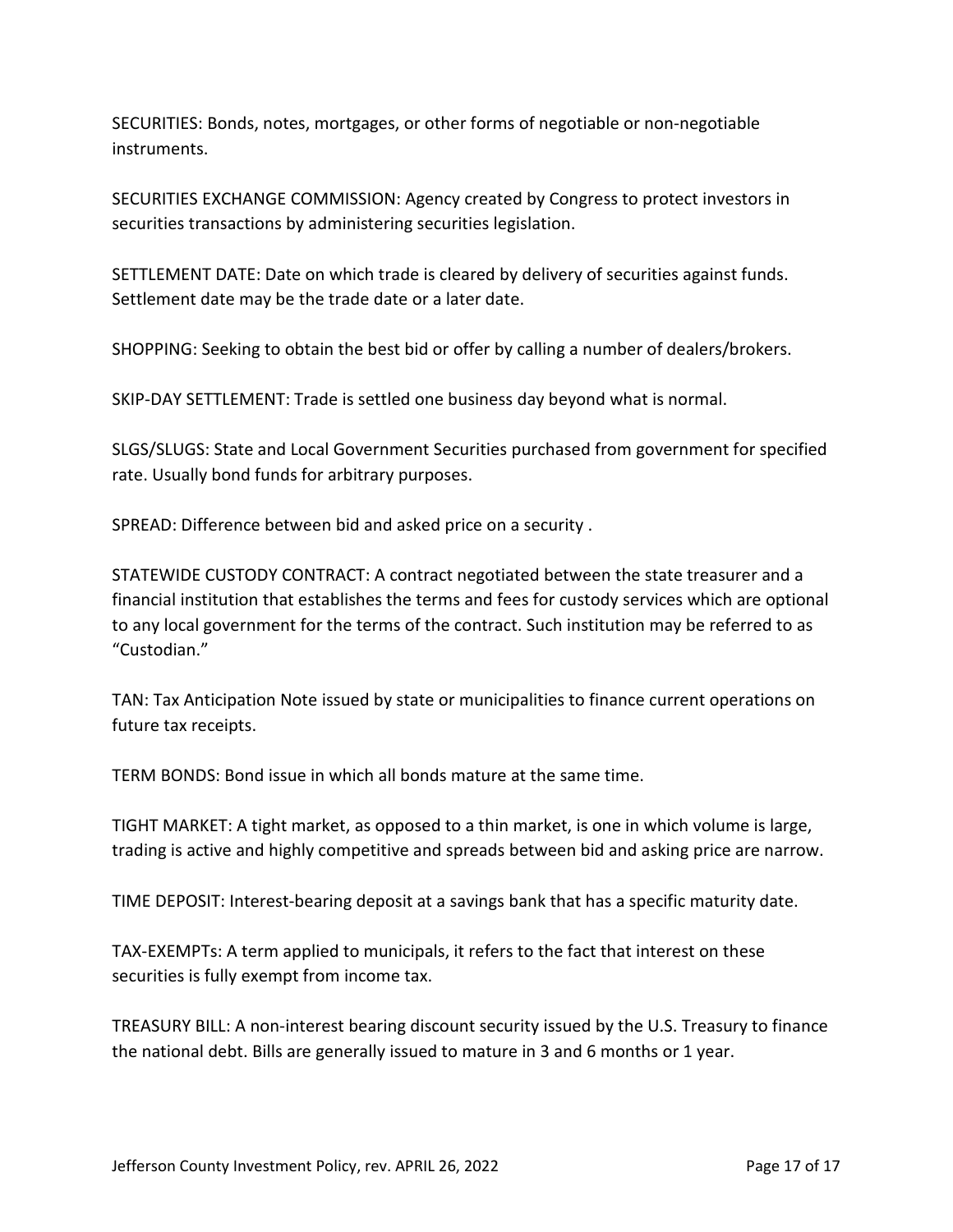SECURITIES: Bonds, notes, mortgages, or other forms of negotiable or non-negotiable instruments.

SECURITIES EXCHANGE COMMISSION: Agency created by Congress to protect investors in securities transactions by administering securities legislation.

SETTLEMENT DATE: Date on which trade is cleared by delivery of securities against funds. Settlement date may be the trade date or a later date.

SHOPPING: Seeking to obtain the best bid or offer by calling a number of dealers/brokers.

SKIP-DAY SETTLEMENT: Trade is settled one business day beyond what is normal.

SLGS/SLUGS: State and Local Government Securities purchased from government for specified rate. Usually bond funds for arbitrary purposes.

SPREAD: Difference between bid and asked price on a security .

STATEWIDE CUSTODY CONTRACT: A contract negotiated between the state treasurer and a financial institution that establishes the terms and fees for custody services which are optional to any local government for the terms of the contract. Such institution may be referred to as "Custodian."

TAN: Tax Anticipation Note issued by state or municipalities to finance current operations on future tax receipts.

TERM BONDS: Bond issue in which all bonds mature at the same time.

TIGHT MARKET: A tight market, as opposed to a thin market, is one in which volume is large, trading is active and highly competitive and spreads between bid and asking price are narrow.

TIME DEPOSIT: Interest-bearing deposit at a savings bank that has a specific maturity date.

TAX-EXEMPTs: A term applied to municipals, it refers to the fact that interest on these securities is fully exempt from income tax.

TREASURY BILL: A non-interest bearing discount security issued by the U.S. Treasury to finance the national debt. Bills are generally issued to mature in 3 and 6 months or 1 year.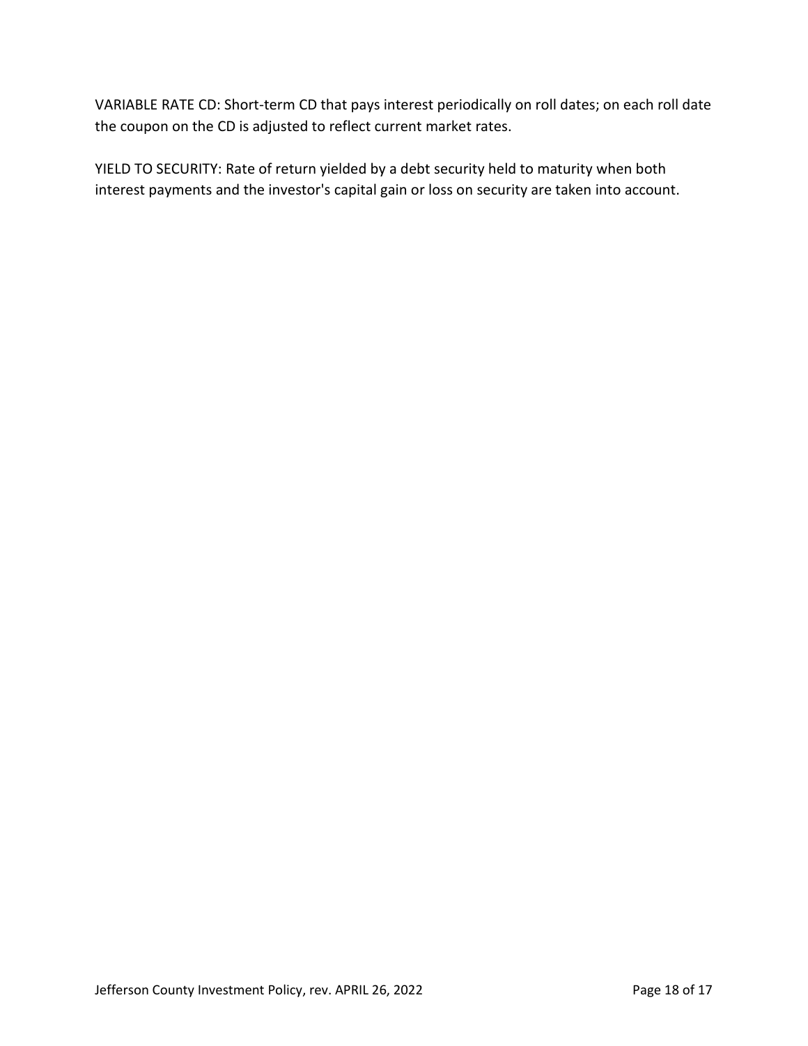VARIABLE RATE CD: Short-term CD that pays interest periodically on roll dates; on each roll date the coupon on the CD is adjusted to reflect current market rates.

YIELD TO SECURITY: Rate of return yielded by a debt security held to maturity when both interest payments and the investor's capital gain or loss on security are taken into account.